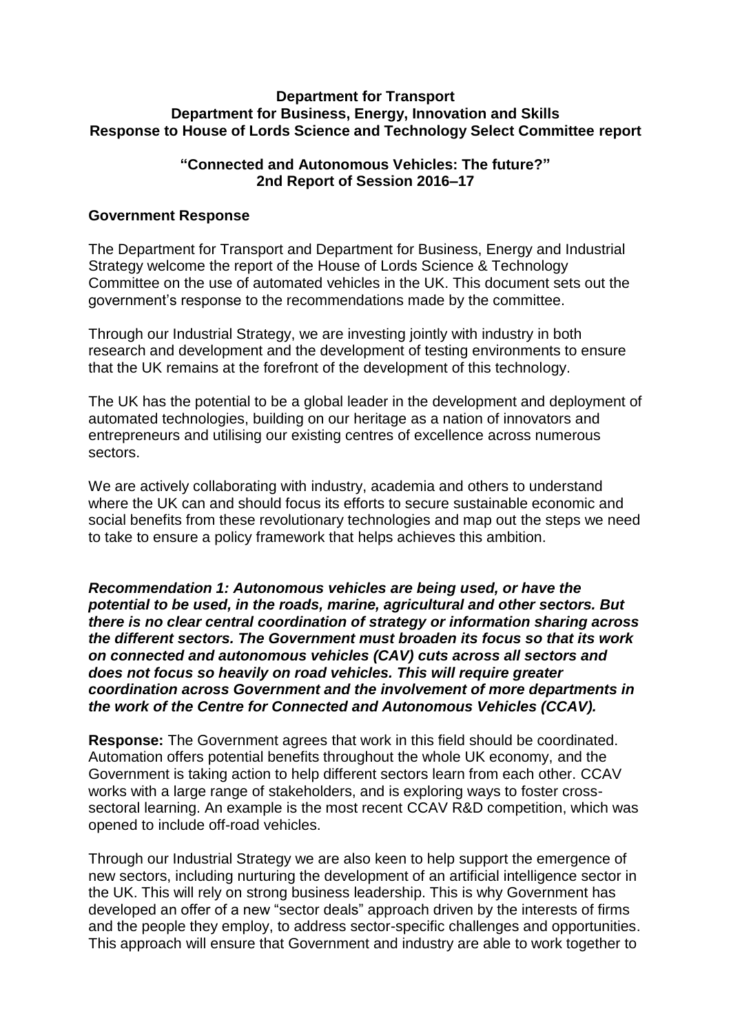**Department for Transport**
**Department for Business, Energy, Innovation and Skills**
**Response to House of Lords Science and Technology Select Committee report**

**"Connected and Autonomous Vehicles: The future?"**
**2nd Report of Session 2016–17**

## Government Response

The Department for Transport and Department for Business, Energy and Industrial Strategy welcome the report of the House of Lords Science & Technology Committee on the use of automated vehicles in the UK. This document sets out the government's response to the recommendations made by the committee.

Through our Industrial Strategy, we are investing jointly with industry in both research and development and the development of testing environments to ensure that the UK remains at the forefront of the development of this technology.

The UK has the potential to be a global leader in the development and deployment of automated technologies, building on our heritage as a nation of innovators and entrepreneurs and utilising our existing centres of excellence across numerous sectors.

We are actively collaborating with industry, academia and others to understand where the UK can and should focus its efforts to secure sustainable economic and social benefits from these revolutionary technologies and map out the steps we need to take to ensure a policy framework that helps achieves this ambition.

***Recommendation 1: Autonomous vehicles are being used, or have the potential to be used, in the roads, marine, agricultural and other sectors. But there is no clear central coordination of strategy or information sharing across the different sectors. The Government must broaden its focus so that its work on connected and autonomous vehicles (CAV) cuts across all sectors and does not focus so heavily on road vehicles. This will require greater coordination across Government and the involvement of more departments in the work of the Centre for Connected and Autonomous Vehicles (CCAV).***

**Response:** The Government agrees that work in this field should be coordinated. Automation offers potential benefits throughout the whole UK economy, and the Government is taking action to help different sectors learn from each other. CCAV works with a large range of stakeholders, and is exploring ways to foster cross-sectoral learning. An example is the most recent CCAV R&D competition, which was opened to include off-road vehicles.

Through our Industrial Strategy we are also keen to help support the emergence of new sectors, including nurturing the development of an artificial intelligence sector in the UK. This will rely on strong business leadership. This is why Government has developed an offer of a new "sector deals" approach driven by the interests of firms and the people they employ, to address sector-specific challenges and opportunities. This approach will ensure that Government and industry are able to work together to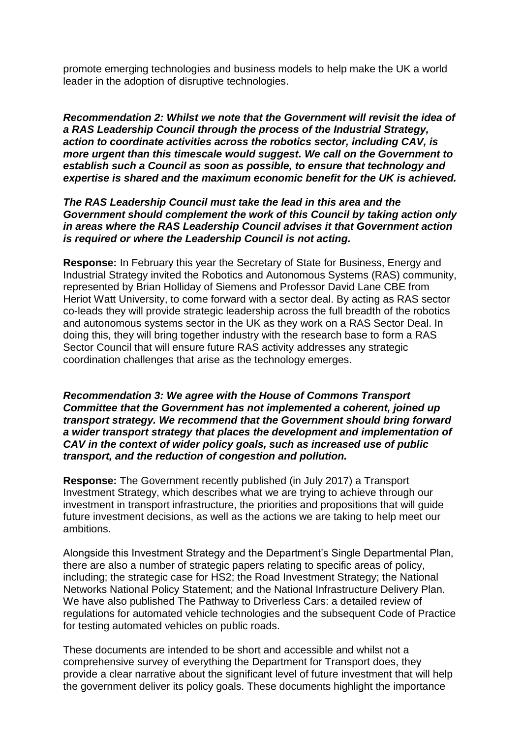promote emerging technologies and business models to help make the UK a world leader in the adoption of disruptive technologies.

***Recommendation 2: Whilst we note that the Government will revisit the idea of a RAS Leadership Council through the process of the Industrial Strategy, action to coordinate activities across the robotics sector, including CAV, is more urgent than this timescale would suggest. We call on the Government to establish such a Council as soon as possible, to ensure that technology and expertise is shared and the maximum economic benefit for the UK is achieved.***

***The RAS Leadership Council must take the lead in this area and the Government should complement the work of this Council by taking action only in areas where the RAS Leadership Council advises it that Government action is required or where the Leadership Council is not acting.***

**Response:** In February this year the Secretary of State for Business, Energy and Industrial Strategy invited the Robotics and Autonomous Systems (RAS) community, represented by Brian Holliday of Siemens and Professor David Lane CBE from Heriot Watt University, to come forward with a sector deal. By acting as RAS sector co-leads they will provide strategic leadership across the full breadth of the robotics and autonomous systems sector in the UK as they work on a RAS Sector Deal. In doing this, they will bring together industry with the research base to form a RAS Sector Council that will ensure future RAS activity addresses any strategic coordination challenges that arise as the technology emerges.

***Recommendation 3: We agree with the House of Commons Transport Committee that the Government has not implemented a coherent, joined up transport strategy. We recommend that the Government should bring forward a wider transport strategy that places the development and implementation of CAV in the context of wider policy goals, such as increased use of public transport, and the reduction of congestion and pollution.***

**Response:** The Government recently published (in July 2017) a Transport Investment Strategy, which describes what we are trying to achieve through our investment in transport infrastructure, the priorities and propositions that will guide future investment decisions, as well as the actions we are taking to help meet our ambitions.

Alongside this Investment Strategy and the Department's Single Departmental Plan, there are also a number of strategic papers relating to specific areas of policy, including; the strategic case for HS2; the Road Investment Strategy; the National Networks National Policy Statement; and the National Infrastructure Delivery Plan. We have also published The Pathway to Driverless Cars: a detailed review of regulations for automated vehicle technologies and the subsequent Code of Practice for testing automated vehicles on public roads.

These documents are intended to be short and accessible and whilst not a comprehensive survey of everything the Department for Transport does, they provide a clear narrative about the significant level of future investment that will help the government deliver its policy goals. These documents highlight the importance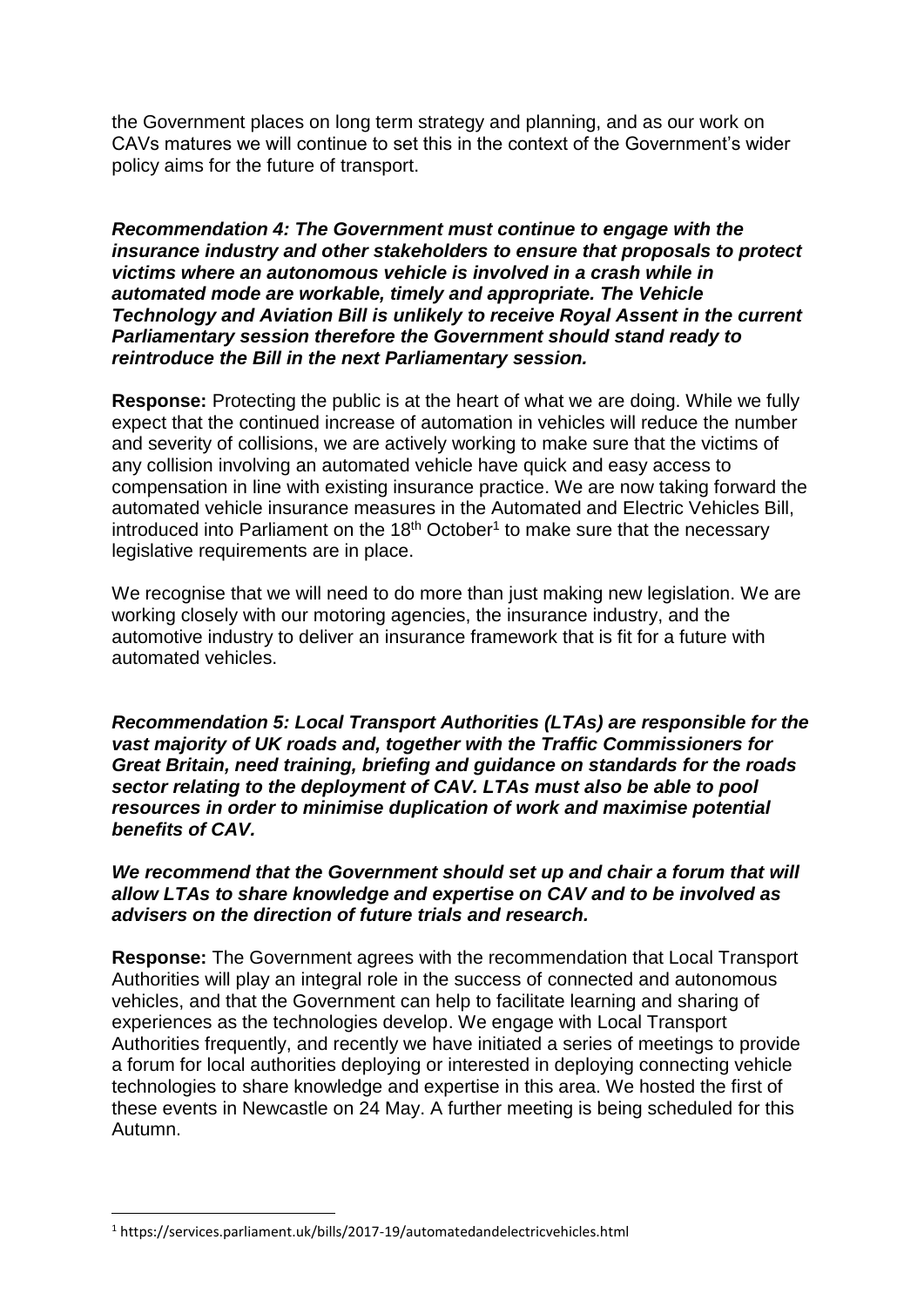the Government places on long term strategy and planning, and as our work on CAVs matures we will continue to set this in the context of the Government's wider policy aims for the future of transport.

***Recommendation 4: The Government must continue to engage with the insurance industry and other stakeholders to ensure that proposals to protect victims where an autonomous vehicle is involved in a crash while in automated mode are workable, timely and appropriate. The Vehicle Technology and Aviation Bill is unlikely to receive Royal Assent in the current Parliamentary session therefore the Government should stand ready to reintroduce the Bill in the next Parliamentary session.***

**Response:** Protecting the public is at the heart of what we are doing. While we fully expect that the continued increase of automation in vehicles will reduce the number and severity of collisions, we are actively working to make sure that the victims of any collision involving an automated vehicle have quick and easy access to compensation in line with existing insurance practice. We are now taking forward the automated vehicle insurance measures in the Automated and Electric Vehicles Bill, introduced into Parliament on the 18th October[1] to make sure that the necessary legislative requirements are in place.

We recognise that we will need to do more than just making new legislation. We are working closely with our motoring agencies, the insurance industry, and the automotive industry to deliver an insurance framework that is fit for a future with automated vehicles.

***Recommendation 5: Local Transport Authorities (LTAs) are responsible for the vast majority of UK roads and, together with the Traffic Commissioners for Great Britain, need training, briefing and guidance on standards for the roads sector relating to the deployment of CAV. LTAs must also be able to pool resources in order to minimise duplication of work and maximise potential benefits of CAV.***

***We recommend that the Government should set up and chair a forum that will allow LTAs to share knowledge and expertise on CAV and to be involved as advisers on the direction of future trials and research.***

**Response:** The Government agrees with the recommendation that Local Transport Authorities will play an integral role in the success of connected and autonomous vehicles, and that the Government can help to facilitate learning and sharing of experiences as the technologies develop. We engage with Local Transport Authorities frequently, and recently we have initiated a series of meetings to provide a forum for local authorities deploying or interested in deploying connecting vehicle technologies to share knowledge and expertise in this area. We hosted the first of these events in Newcastle on 24 May. A further meeting is being scheduled for this Autumn.

[1] https://services.parliament.uk/bills/2017-19/automatedandelectricvehicles.html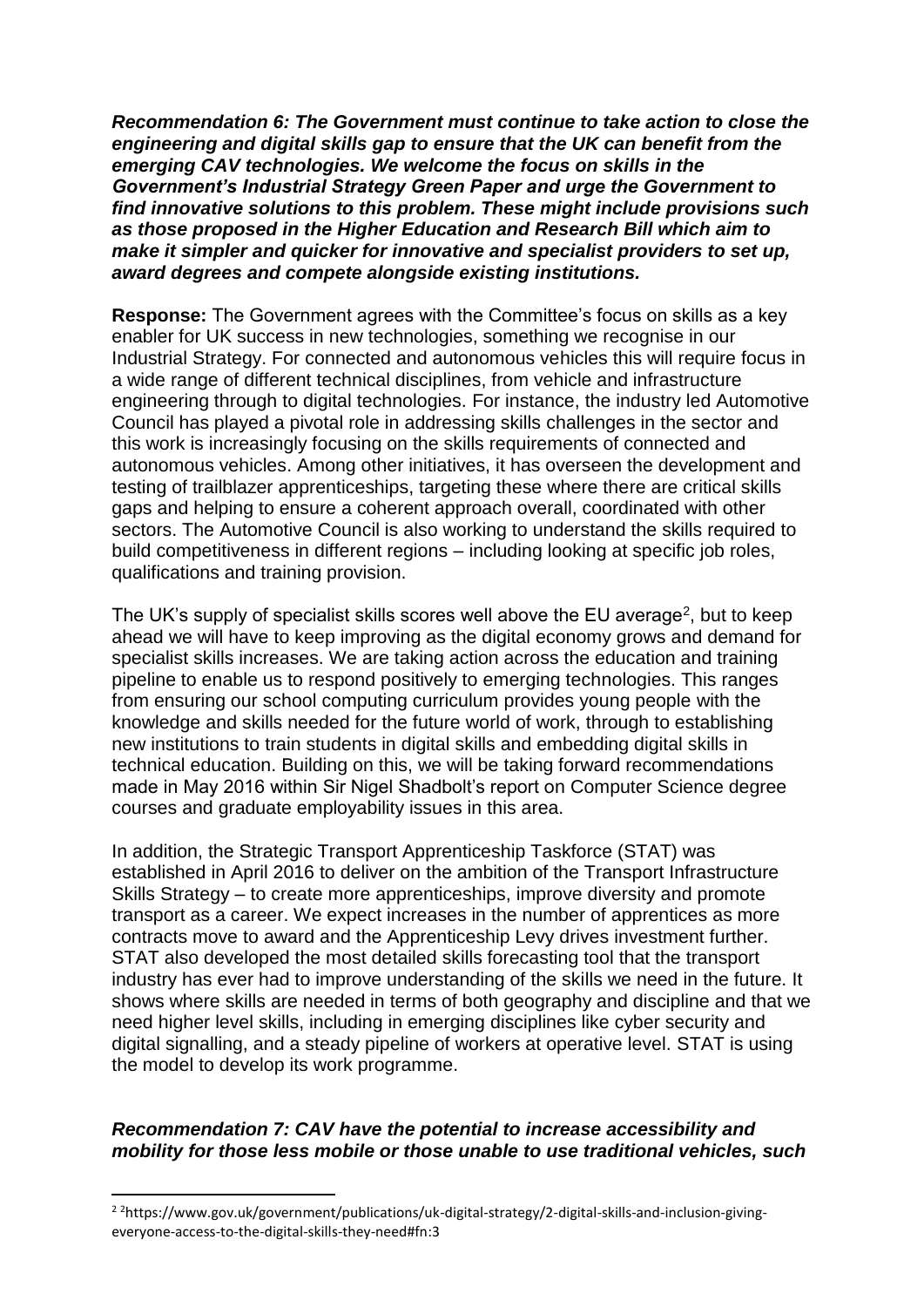***Recommendation 6: The Government must continue to take action to close the engineering and digital skills gap to ensure that the UK can benefit from the emerging CAV technologies. We welcome the focus on skills in the Government's Industrial Strategy Green Paper and urge the Government to find innovative solutions to this problem. These might include provisions such as those proposed in the Higher Education and Research Bill which aim to make it simpler and quicker for innovative and specialist providers to set up, award degrees and compete alongside existing institutions.***

**Response:** The Government agrees with the Committee's focus on skills as a key enabler for UK success in new technologies, something we recognise in our Industrial Strategy. For connected and autonomous vehicles this will require focus in a wide range of different technical disciplines, from vehicle and infrastructure engineering through to digital technologies. For instance, the industry led Automotive Council has played a pivotal role in addressing skills challenges in the sector and this work is increasingly focusing on the skills requirements of connected and autonomous vehicles. Among other initiatives, it has overseen the development and testing of trailblazer apprenticeships, targeting these where there are critical skills gaps and helping to ensure a coherent approach overall, coordinated with other sectors. The Automotive Council is also working to understand the skills required to build competitiveness in different regions – including looking at specific job roles, qualifications and training provision.

The UK's supply of specialist skills scores well above the EU average[2], but to keep ahead we will have to keep improving as the digital economy grows and demand for specialist skills increases. We are taking action across the education and training pipeline to enable us to respond positively to emerging technologies. This ranges from ensuring our school computing curriculum provides young people with the knowledge and skills needed for the future world of work, through to establishing new institutions to train students in digital skills and embedding digital skills in technical education. Building on this, we will be taking forward recommendations made in May 2016 within Sir Nigel Shadbolt's report on Computer Science degree courses and graduate employability issues in this area.

In addition, the Strategic Transport Apprenticeship Taskforce (STAT) was established in April 2016 to deliver on the ambition of the Transport Infrastructure Skills Strategy – to create more apprenticeships, improve diversity and promote transport as a career. We expect increases in the number of apprentices as more contracts move to award and the Apprenticeship Levy drives investment further. STAT also developed the most detailed skills forecasting tool that the transport industry has ever had to improve understanding of the skills we need in the future. It shows where skills are needed in terms of both geography and discipline and that we need higher level skills, including in emerging disciplines like cyber security and digital signalling, and a steady pipeline of workers at operative level. STAT is using the model to develop its work programme.

***Recommendation 7: CAV have the potential to increase accessibility and mobility for those less mobile or those unable to use traditional vehicles, such***

[2] [2]https://www.gov.uk/government/publications/uk-digital-strategy/2-digital-skills-and-inclusion-giving-everyone-access-to-the-digital-skills-they-need#fn:3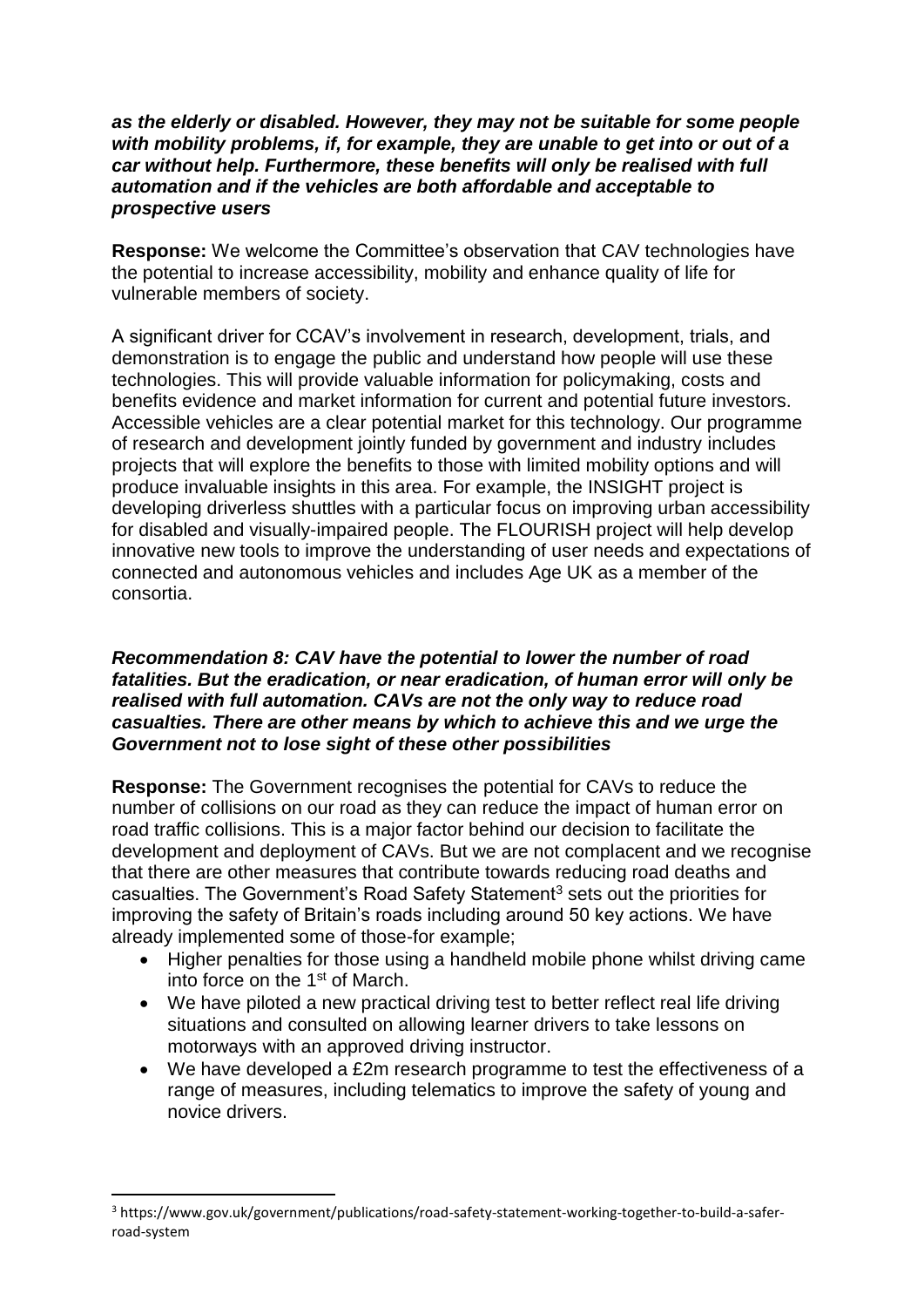***as the elderly or disabled. However, they may not be suitable for some people with mobility problems, if, for example, they are unable to get into or out of a car without help. Furthermore, these benefits will only be realised with full automation and if the vehicles are both affordable and acceptable to prospective users***

**Response:** We welcome the Committee's observation that CAV technologies have the potential to increase accessibility, mobility and enhance quality of life for vulnerable members of society.

A significant driver for CCAV's involvement in research, development, trials, and demonstration is to engage the public and understand how people will use these technologies. This will provide valuable information for policymaking, costs and benefits evidence and market information for current and potential future investors. Accessible vehicles are a clear potential market for this technology. Our programme of research and development jointly funded by government and industry includes projects that will explore the benefits to those with limited mobility options and will produce invaluable insights in this area. For example, the INSIGHT project is developing driverless shuttles with a particular focus on improving urban accessibility for disabled and visually-impaired people. The FLOURISH project will help develop innovative new tools to improve the understanding of user needs and expectations of connected and autonomous vehicles and includes Age UK as a member of the consortia.

***Recommendation 8: CAV have the potential to lower the number of road fatalities. But the eradication, or near eradication, of human error will only be realised with full automation. CAVs are not the only way to reduce road casualties. There are other means by which to achieve this and we urge the Government not to lose sight of these other possibilities***

**Response:** The Government recognises the potential for CAVs to reduce the number of collisions on our road as they can reduce the impact of human error on road traffic collisions. This is a major factor behind our decision to facilitate the development and deployment of CAVs. But we are not complacent and we recognise that there are other measures that contribute towards reducing road deaths and casualties. The Government's Road Safety Statement[3] sets out the priorities for improving the safety of Britain's roads including around 50 key actions. We have already implemented some of those-for example;

- Higher penalties for those using a handheld mobile phone whilst driving came into force on the 1st of March.
- We have piloted a new practical driving test to better reflect real life driving situations and consulted on allowing learner drivers to take lessons on motorways with an approved driving instructor.
- We have developed a £2m research programme to test the effectiveness of a range of measures, including telematics to improve the safety of young and novice drivers.

[3] https://www.gov.uk/government/publications/road-safety-statement-working-together-to-build-a-safer-road-system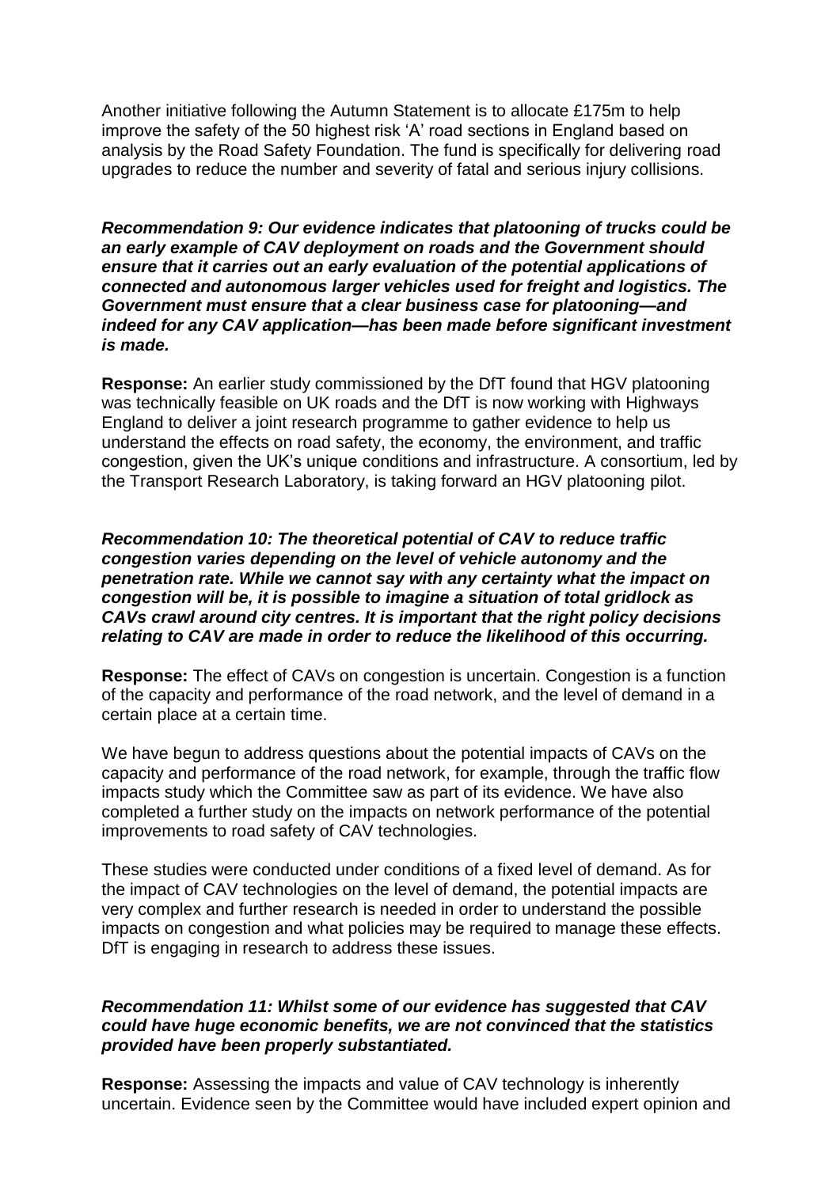Another initiative following the Autumn Statement is to allocate £175m to help improve the safety of the 50 highest risk 'A' road sections in England based on analysis by the Road Safety Foundation. The fund is specifically for delivering road upgrades to reduce the number and severity of fatal and serious injury collisions.

***Recommendation 9: Our evidence indicates that platooning of trucks could be an early example of CAV deployment on roads and the Government should ensure that it carries out an early evaluation of the potential applications of connected and autonomous larger vehicles used for freight and logistics. The Government must ensure that a clear business case for platooning—and indeed for any CAV application—has been made before significant investment is made.***

**Response:** An earlier study commissioned by the DfT found that HGV platooning was technically feasible on UK roads and the DfT is now working with Highways England to deliver a joint research programme to gather evidence to help us understand the effects on road safety, the economy, the environment, and traffic congestion, given the UK's unique conditions and infrastructure. A consortium, led by the Transport Research Laboratory, is taking forward an HGV platooning pilot.

***Recommendation 10: The theoretical potential of CAV to reduce traffic congestion varies depending on the level of vehicle autonomy and the penetration rate. While we cannot say with any certainty what the impact on congestion will be, it is possible to imagine a situation of total gridlock as CAVs crawl around city centres. It is important that the right policy decisions relating to CAV are made in order to reduce the likelihood of this occurring.***

**Response:** The effect of CAVs on congestion is uncertain. Congestion is a function of the capacity and performance of the road network, and the level of demand in a certain place at a certain time.

We have begun to address questions about the potential impacts of CAVs on the capacity and performance of the road network, for example, through the traffic flow impacts study which the Committee saw as part of its evidence. We have also completed a further study on the impacts on network performance of the potential improvements to road safety of CAV technologies.

These studies were conducted under conditions of a fixed level of demand. As for the impact of CAV technologies on the level of demand, the potential impacts are very complex and further research is needed in order to understand the possible impacts on congestion and what policies may be required to manage these effects. DfT is engaging in research to address these issues.

***Recommendation 11: Whilst some of our evidence has suggested that CAV could have huge economic benefits, we are not convinced that the statistics provided have been properly substantiated.***

**Response:** Assessing the impacts and value of CAV technology is inherently uncertain. Evidence seen by the Committee would have included expert opinion and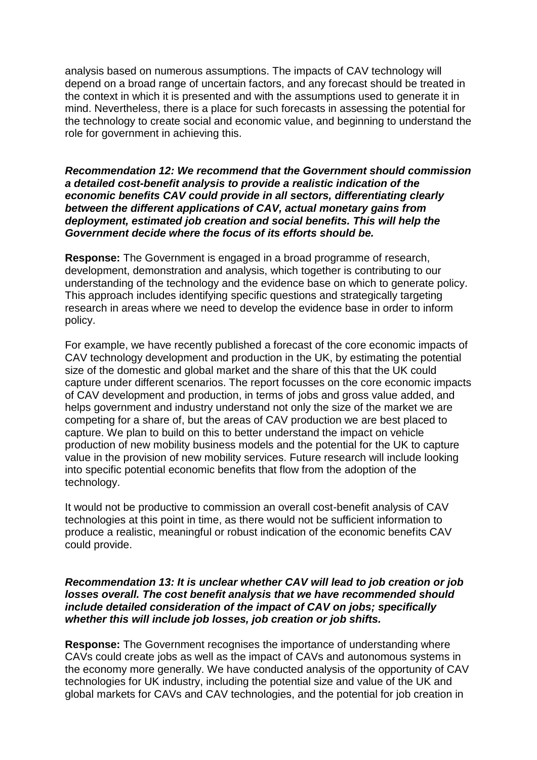analysis based on numerous assumptions. The impacts of CAV technology will depend on a broad range of uncertain factors, and any forecast should be treated in the context in which it is presented and with the assumptions used to generate it in mind. Nevertheless, there is a place for such forecasts in assessing the potential for the technology to create social and economic value, and beginning to understand the role for government in achieving this.

***Recommendation 12: We recommend that the Government should commission a detailed cost-benefit analysis to provide a realistic indication of the economic benefits CAV could provide in all sectors, differentiating clearly between the different applications of CAV, actual monetary gains from deployment, estimated job creation and social benefits. This will help the Government decide where the focus of its efforts should be.***

**Response:** The Government is engaged in a broad programme of research, development, demonstration and analysis, which together is contributing to our understanding of the technology and the evidence base on which to generate policy. This approach includes identifying specific questions and strategically targeting research in areas where we need to develop the evidence base in order to inform policy.

For example, we have recently published a forecast of the core economic impacts of CAV technology development and production in the UK, by estimating the potential size of the domestic and global market and the share of this that the UK could capture under different scenarios. The report focusses on the core economic impacts of CAV development and production, in terms of jobs and gross value added, and helps government and industry understand not only the size of the market we are competing for a share of, but the areas of CAV production we are best placed to capture. We plan to build on this to better understand the impact on vehicle production of new mobility business models and the potential for the UK to capture value in the provision of new mobility services. Future research will include looking into specific potential economic benefits that flow from the adoption of the technology.

It would not be productive to commission an overall cost-benefit analysis of CAV technologies at this point in time, as there would not be sufficient information to produce a realistic, meaningful or robust indication of the economic benefits CAV could provide.

***Recommendation 13: It is unclear whether CAV will lead to job creation or job losses overall. The cost benefit analysis that we have recommended should include detailed consideration of the impact of CAV on jobs; specifically whether this will include job losses, job creation or job shifts.***

**Response:** The Government recognises the importance of understanding where CAVs could create jobs as well as the impact of CAVs and autonomous systems in the economy more generally. We have conducted analysis of the opportunity of CAV technologies for UK industry, including the potential size and value of the UK and global markets for CAVs and CAV technologies, and the potential for job creation in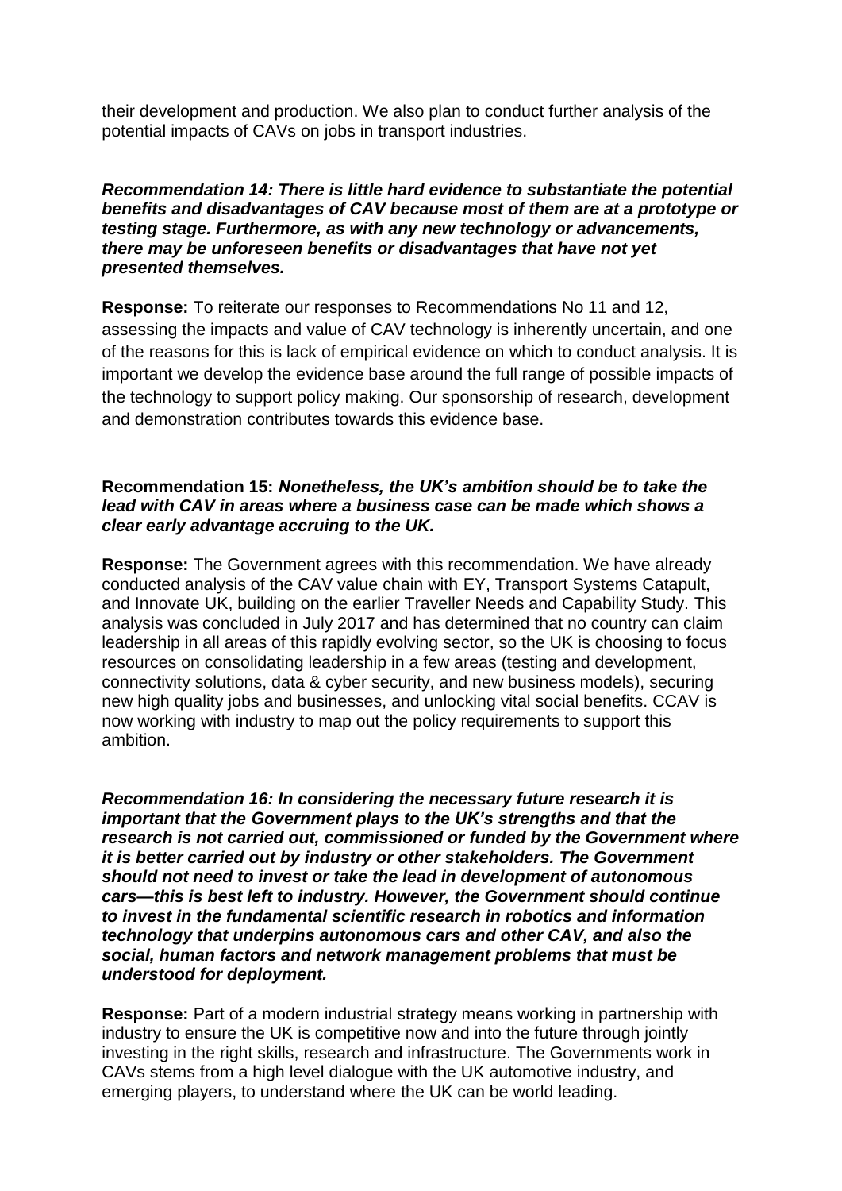their development and production. We also plan to conduct further analysis of the potential impacts of CAVs on jobs in transport industries.

***Recommendation 14: There is little hard evidence to substantiate the potential benefits and disadvantages of CAV because most of them are at a prototype or testing stage. Furthermore, as with any new technology or advancements, there may be unforeseen benefits or disadvantages that have not yet presented themselves.***

**Response:** To reiterate our responses to Recommendations No 11 and 12, assessing the impacts and value of CAV technology is inherently uncertain, and one of the reasons for this is lack of empirical evidence on which to conduct analysis. It is important we develop the evidence base around the full range of possible impacts of the technology to support policy making. Our sponsorship of research, development and demonstration contributes towards this evidence base.

**Recommendation 15:** ***Nonetheless, the UK's ambition should be to take the lead with CAV in areas where a business case can be made which shows a clear early advantage accruing to the UK.***

**Response:** The Government agrees with this recommendation. We have already conducted analysis of the CAV value chain with EY, Transport Systems Catapult, and Innovate UK, building on the earlier Traveller Needs and Capability Study. This analysis was concluded in July 2017 and has determined that no country can claim leadership in all areas of this rapidly evolving sector, so the UK is choosing to focus resources on consolidating leadership in a few areas (testing and development, connectivity solutions, data & cyber security, and new business models), securing new high quality jobs and businesses, and unlocking vital social benefits. CCAV is now working with industry to map out the policy requirements to support this ambition.

***Recommendation 16: In considering the necessary future research it is important that the Government plays to the UK's strengths and that the research is not carried out, commissioned or funded by the Government where it is better carried out by industry or other stakeholders. The Government should not need to invest or take the lead in development of autonomous cars—this is best left to industry. However, the Government should continue to invest in the fundamental scientific research in robotics and information technology that underpins autonomous cars and other CAV, and also the social, human factors and network management problems that must be understood for deployment.***

**Response:** Part of a modern industrial strategy means working in partnership with industry to ensure the UK is competitive now and into the future through jointly investing in the right skills, research and infrastructure. The Governments work in CAVs stems from a high level dialogue with the UK automotive industry, and emerging players, to understand where the UK can be world leading.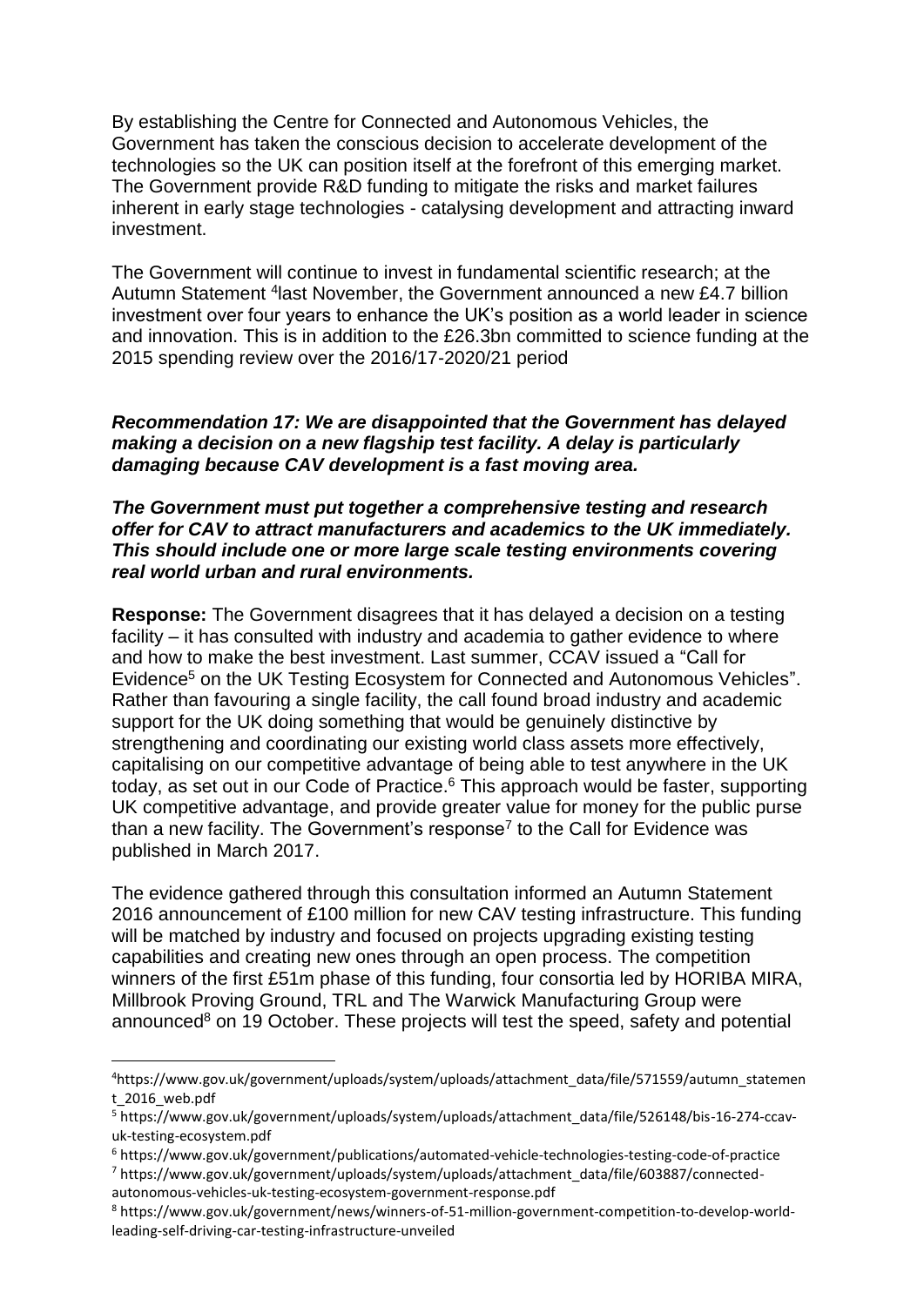By establishing the Centre for Connected and Autonomous Vehicles, the Government has taken the conscious decision to accelerate development of the technologies so the UK can position itself at the forefront of this emerging market. The Government provide R&D funding to mitigate the risks and market failures inherent in early stage technologies - catalysing development and attracting inward investment.

The Government will continue to invest in fundamental scientific research; at the Autumn Statement [4] last November, the Government announced a new £4.7 billion investment over four years to enhance the UK's position as a world leader in science and innovation. This is in addition to the £26.3bn committed to science funding at the 2015 spending review over the 2016/17-2020/21 period

***Recommendation 17: We are disappointed that the Government has delayed making a decision on a new flagship test facility. A delay is particularly damaging because CAV development is a fast moving area.***

***The Government must put together a comprehensive testing and research offer for CAV to attract manufacturers and academics to the UK immediately. This should include one or more large scale testing environments covering real world urban and rural environments.***

**Response:** The Government disagrees that it has delayed a decision on a testing facility – it has consulted with industry and academia to gather evidence to where and how to make the best investment. Last summer, CCAV issued a "Call for Evidence[5] on the UK Testing Ecosystem for Connected and Autonomous Vehicles". Rather than favouring a single facility, the call found broad industry and academic support for the UK doing something that would be genuinely distinctive by strengthening and coordinating our existing world class assets more effectively, capitalising on our competitive advantage of being able to test anywhere in the UK today, as set out in our Code of Practice.[6] This approach would be faster, supporting UK competitive advantage, and provide greater value for money for the public purse than a new facility. The Government's response[7] to the Call for Evidence was published in March 2017.

The evidence gathered through this consultation informed an Autumn Statement 2016 announcement of £100 million for new CAV testing infrastructure. This funding will be matched by industry and focused on projects upgrading existing testing capabilities and creating new ones through an open process. The competition winners of the first £51m phase of this funding, four consortia led by HORIBA MIRA, Millbrook Proving Ground, TRL and The Warwick Manufacturing Group were announced[8] on 19 October. These projects will test the speed, safety and potential

---

[4] https://www.gov.uk/government/uploads/system/uploads/attachment_data/file/571559/autumn_statement_2016_web.pdf

[5] https://www.gov.uk/government/uploads/system/uploads/attachment_data/file/526148/bis-16-274-ccav-uk-testing-ecosystem.pdf

[6] https://www.gov.uk/government/publications/automated-vehicle-technologies-testing-code-of-practice

[7] https://www.gov.uk/government/uploads/system/uploads/attachment_data/file/603887/connected-autonomous-vehicles-uk-testing-ecosystem-government-response.pdf

[8] https://www.gov.uk/government/news/winners-of-51-million-government-competition-to-develop-world-leading-self-driving-car-testing-infrastructure-unveiled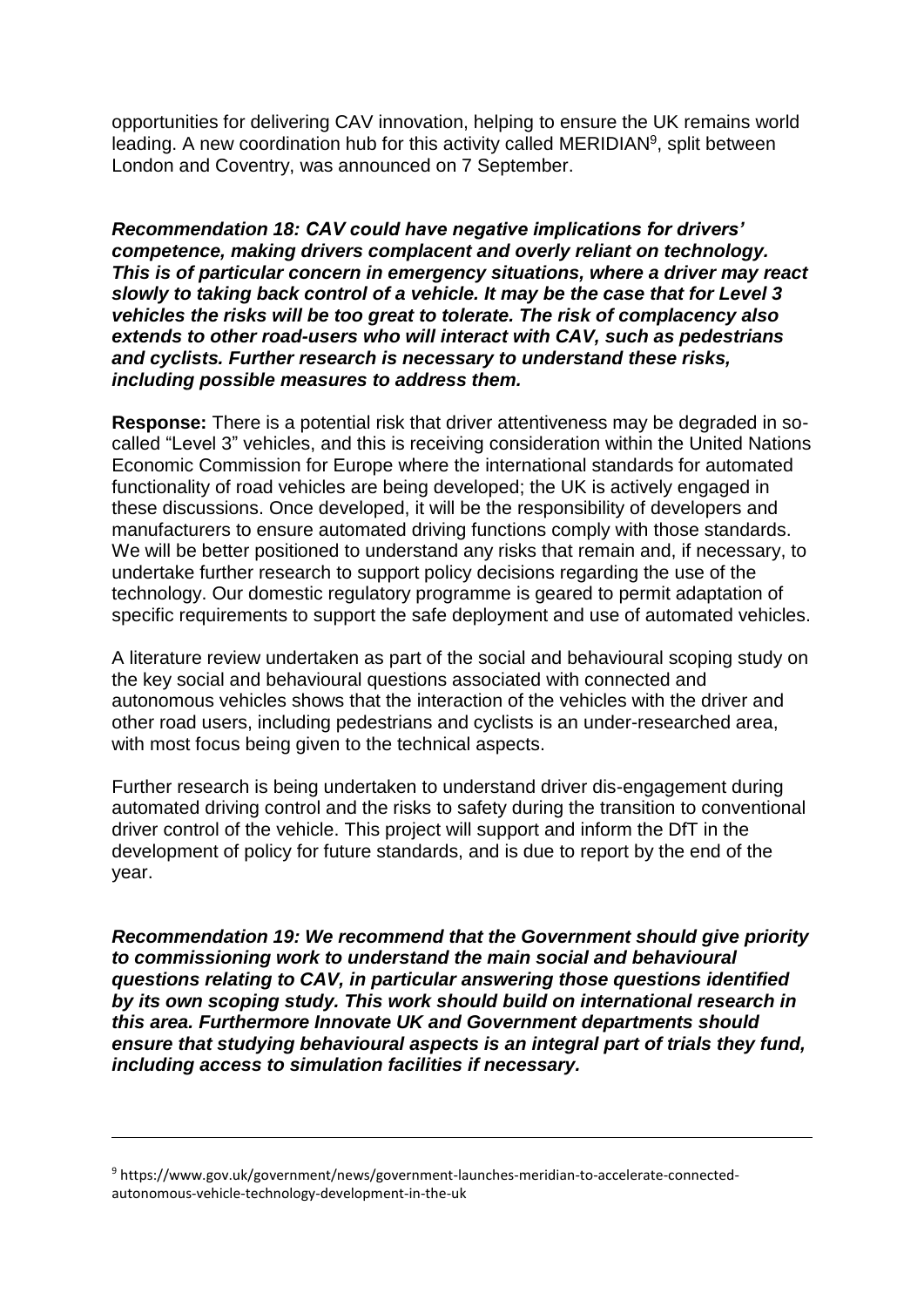opportunities for delivering CAV innovation, helping to ensure the UK remains world leading. A new coordination hub for this activity called MERIDIAN[9], split between London and Coventry, was announced on 7 September.

***Recommendation 18: CAV could have negative implications for drivers' competence, making drivers complacent and overly reliant on technology. This is of particular concern in emergency situations, where a driver may react slowly to taking back control of a vehicle. It may be the case that for Level 3 vehicles the risks will be too great to tolerate. The risk of complacency also extends to other road-users who will interact with CAV, such as pedestrians and cyclists. Further research is necessary to understand these risks, including possible measures to address them.***

**Response:** There is a potential risk that driver attentiveness may be degraded in so-called "Level 3" vehicles, and this is receiving consideration within the United Nations Economic Commission for Europe where the international standards for automated functionality of road vehicles are being developed; the UK is actively engaged in these discussions. Once developed, it will be the responsibility of developers and manufacturers to ensure automated driving functions comply with those standards. We will be better positioned to understand any risks that remain and, if necessary, to undertake further research to support policy decisions regarding the use of the technology. Our domestic regulatory programme is geared to permit adaptation of specific requirements to support the safe deployment and use of automated vehicles.

A literature review undertaken as part of the social and behavioural scoping study on the key social and behavioural questions associated with connected and autonomous vehicles shows that the interaction of the vehicles with the driver and other road users, including pedestrians and cyclists is an under-researched area, with most focus being given to the technical aspects.

Further research is being undertaken to understand driver dis-engagement during automated driving control and the risks to safety during the transition to conventional driver control of the vehicle. This project will support and inform the DfT in the development of policy for future standards, and is due to report by the end of the year.

***Recommendation 19: We recommend that the Government should give priority to commissioning work to understand the main social and behavioural questions relating to CAV, in particular answering those questions identified by its own scoping study. This work should build on international research in this area. Furthermore Innovate UK and Government departments should ensure that studying behavioural aspects is an integral part of trials they fund, including access to simulation facilities if necessary.***

---

[9] https://www.gov.uk/government/news/government-launches-meridian-to-accelerate-connected-autonomous-vehicle-technology-development-in-the-uk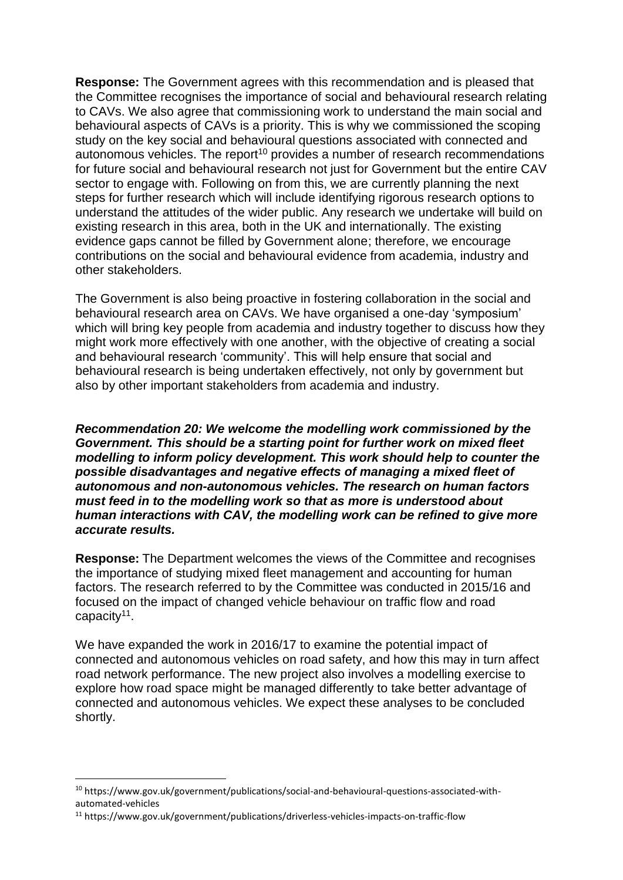**Response:** The Government agrees with this recommendation and is pleased that the Committee recognises the importance of social and behavioural research relating to CAVs. We also agree that commissioning work to understand the main social and behavioural aspects of CAVs is a priority. This is why we commissioned the scoping study on the key social and behavioural questions associated with connected and autonomous vehicles. The report[10] provides a number of research recommendations for future social and behavioural research not just for Government but the entire CAV sector to engage with. Following on from this, we are currently planning the next steps for further research which will include identifying rigorous research options to understand the attitudes of the wider public. Any research we undertake will build on existing research in this area, both in the UK and internationally. The existing evidence gaps cannot be filled by Government alone; therefore, we encourage contributions on the social and behavioural evidence from academia, industry and other stakeholders.

The Government is also being proactive in fostering collaboration in the social and behavioural research area on CAVs. We have organised a one-day 'symposium' which will bring key people from academia and industry together to discuss how they might work more effectively with one another, with the objective of creating a social and behavioural research 'community'. This will help ensure that social and behavioural research is being undertaken effectively, not only by government but also by other important stakeholders from academia and industry.

***Recommendation 20: We welcome the modelling work commissioned by the Government. This should be a starting point for further work on mixed fleet modelling to inform policy development. This work should help to counter the possible disadvantages and negative effects of managing a mixed fleet of autonomous and non-autonomous vehicles. The research on human factors must feed in to the modelling work so that as more is understood about human interactions with CAV, the modelling work can be refined to give more accurate results.***

**Response:** The Department welcomes the views of the Committee and recognises the importance of studying mixed fleet management and accounting for human factors. The research referred to by the Committee was conducted in 2015/16 and focused on the impact of changed vehicle behaviour on traffic flow and road capacity[11].

We have expanded the work in 2016/17 to examine the potential impact of connected and autonomous vehicles on road safety, and how this may in turn affect road network performance. The new project also involves a modelling exercise to explore how road space might be managed differently to take better advantage of connected and autonomous vehicles. We expect these analyses to be concluded shortly.

---

[10] https://www.gov.uk/government/publications/social-and-behavioural-questions-associated-with-automated-vehicles

[11] https://www.gov.uk/government/publications/driverless-vehicles-impacts-on-traffic-flow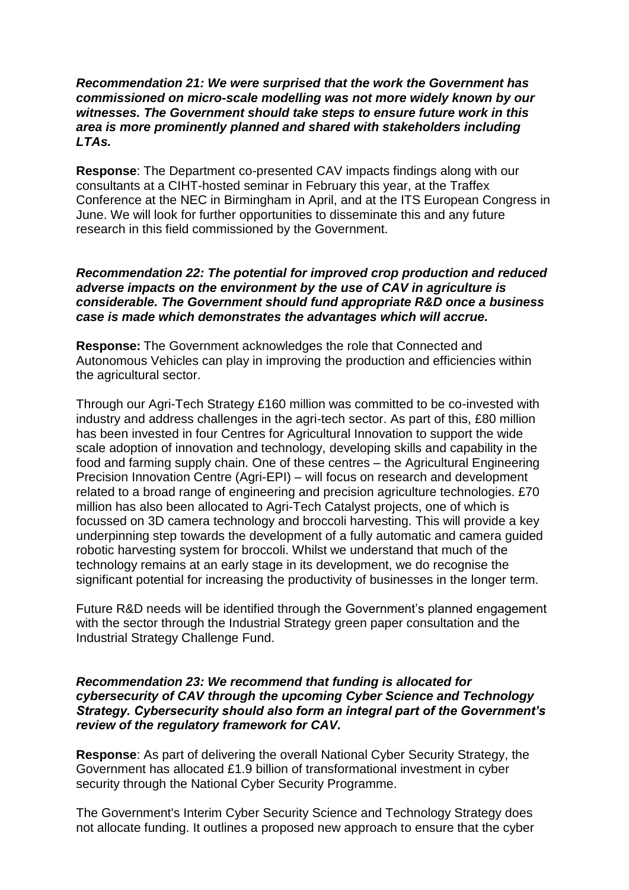***Recommendation 21: We were surprised that the work the Government has commissioned on micro-scale modelling was not more widely known by our witnesses. The Government should take steps to ensure future work in this area is more prominently planned and shared with stakeholders including LTAs.***

**Response**: The Department co-presented CAV impacts findings along with our consultants at a CIHT-hosted seminar in February this year, at the Traffex Conference at the NEC in Birmingham in April, and at the ITS European Congress in June. We will look for further opportunities to disseminate this and any future research in this field commissioned by the Government.

***Recommendation 22: The potential for improved crop production and reduced adverse impacts on the environment by the use of CAV in agriculture is considerable. The Government should fund appropriate R&D once a business case is made which demonstrates the advantages which will accrue.***

**Response:** The Government acknowledges the role that Connected and Autonomous Vehicles can play in improving the production and efficiencies within the agricultural sector.

Through our Agri-Tech Strategy £160 million was committed to be co-invested with industry and address challenges in the agri-tech sector. As part of this, £80 million has been invested in four Centres for Agricultural Innovation to support the wide scale adoption of innovation and technology, developing skills and capability in the food and farming supply chain. One of these centres – the Agricultural Engineering Precision Innovation Centre (Agri-EPI) – will focus on research and development related to a broad range of engineering and precision agriculture technologies. £70 million has also been allocated to Agri-Tech Catalyst projects, one of which is focussed on 3D camera technology and broccoli harvesting. This will provide a key underpinning step towards the development of a fully automatic and camera guided robotic harvesting system for broccoli. Whilst we understand that much of the technology remains at an early stage in its development, we do recognise the significant potential for increasing the productivity of businesses in the longer term.

Future R&D needs will be identified through the Government's planned engagement with the sector through the Industrial Strategy green paper consultation and the Industrial Strategy Challenge Fund.

***Recommendation 23: We recommend that funding is allocated for cybersecurity of CAV through the upcoming Cyber Science and Technology Strategy. Cybersecurity should also form an integral part of the Government's review of the regulatory framework for CAV.***

**Response**: As part of delivering the overall National Cyber Security Strategy, the Government has allocated £1.9 billion of transformational investment in cyber security through the National Cyber Security Programme.

The Government's Interim Cyber Security Science and Technology Strategy does not allocate funding. It outlines a proposed new approach to ensure that the cyber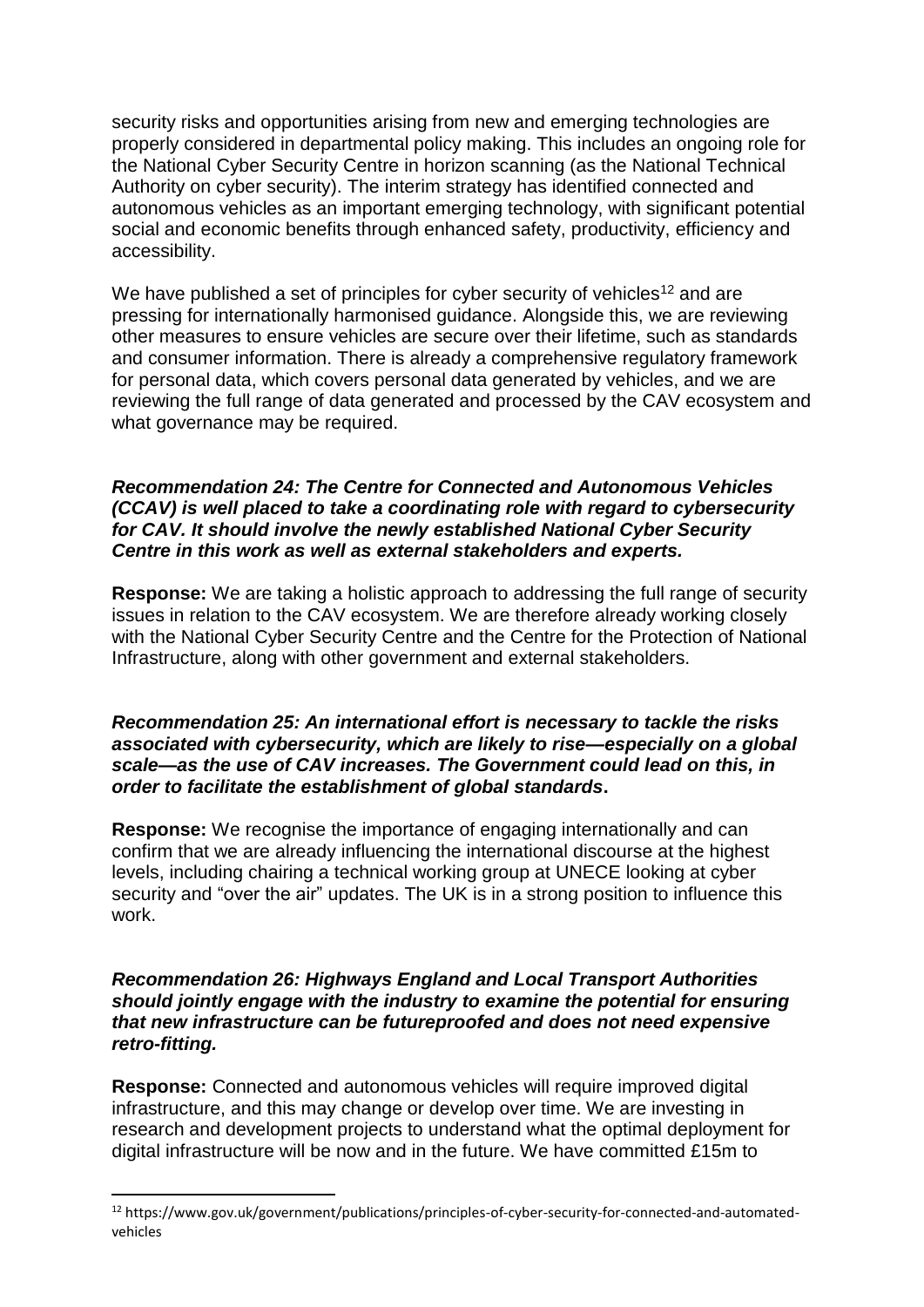security risks and opportunities arising from new and emerging technologies are properly considered in departmental policy making. This includes an ongoing role for the National Cyber Security Centre in horizon scanning (as the National Technical Authority on cyber security). The interim strategy has identified connected and autonomous vehicles as an important emerging technology, with significant potential social and economic benefits through enhanced safety, productivity, efficiency and accessibility.

We have published a set of principles for cyber security of vehicles[12] and are pressing for internationally harmonised guidance. Alongside this, we are reviewing other measures to ensure vehicles are secure over their lifetime, such as standards and consumer information. There is already a comprehensive regulatory framework for personal data, which covers personal data generated by vehicles, and we are reviewing the full range of data generated and processed by the CAV ecosystem and what governance may be required.

***Recommendation 24: The Centre for Connected and Autonomous Vehicles (CCAV) is well placed to take a coordinating role with regard to cybersecurity for CAV. It should involve the newly established National Cyber Security Centre in this work as well as external stakeholders and experts.***

**Response:** We are taking a holistic approach to addressing the full range of security issues in relation to the CAV ecosystem. We are therefore already working closely with the National Cyber Security Centre and the Centre for the Protection of National Infrastructure, along with other government and external stakeholders.

***Recommendation 25: An international effort is necessary to tackle the risks associated with cybersecurity, which are likely to rise—especially on a global scale—as the use of CAV increases. The Government could lead on this, in order to facilitate the establishment of global standards.***

**Response:** We recognise the importance of engaging internationally and can confirm that we are already influencing the international discourse at the highest levels, including chairing a technical working group at UNECE looking at cyber security and "over the air" updates. The UK is in a strong position to influence this work.

***Recommendation 26: Highways England and Local Transport Authorities should jointly engage with the industry to examine the potential for ensuring that new infrastructure can be futureproofed and does not need expensive retro-fitting.***

**Response:** Connected and autonomous vehicles will require improved digital infrastructure, and this may change or develop over time. We are investing in research and development projects to understand what the optimal deployment for digital infrastructure will be now and in the future. We have committed £15m to

---

[12] https://www.gov.uk/government/publications/principles-of-cyber-security-for-connected-and-automated-vehicles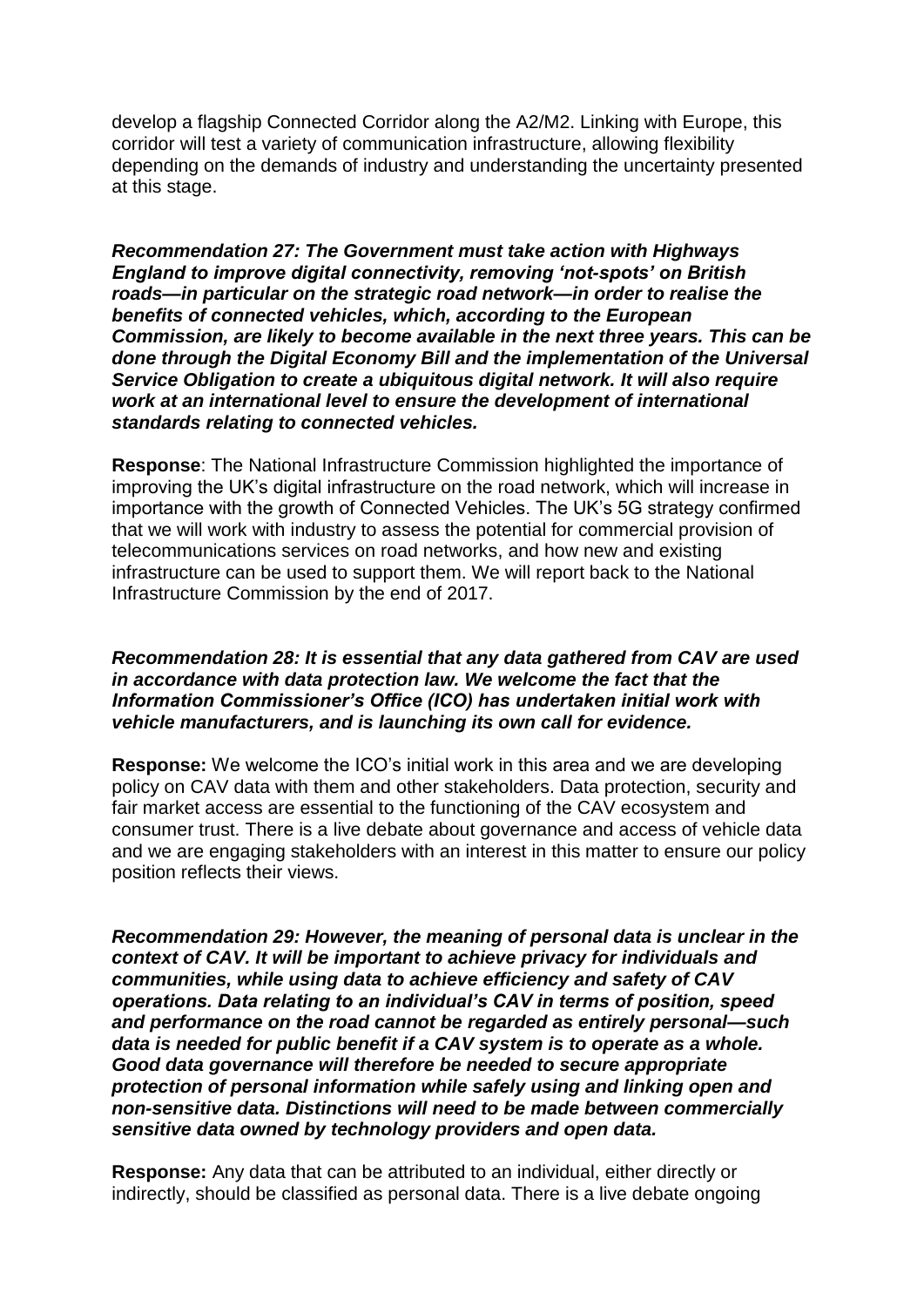develop a flagship Connected Corridor along the A2/M2. Linking with Europe, this corridor will test a variety of communication infrastructure, allowing flexibility depending on the demands of industry and understanding the uncertainty presented at this stage.

***Recommendation 27: The Government must take action with Highways England to improve digital connectivity, removing 'not-spots' on British roads—in particular on the strategic road network—in order to realise the benefits of connected vehicles, which, according to the European Commission, are likely to become available in the next three years. This can be done through the Digital Economy Bill and the implementation of the Universal Service Obligation to create a ubiquitous digital network. It will also require work at an international level to ensure the development of international standards relating to connected vehicles.***

**Response**: The National Infrastructure Commission highlighted the importance of improving the UK's digital infrastructure on the road network, which will increase in importance with the growth of Connected Vehicles. The UK's 5G strategy confirmed that we will work with industry to assess the potential for commercial provision of telecommunications services on road networks, and how new and existing infrastructure can be used to support them. We will report back to the National Infrastructure Commission by the end of 2017.

***Recommendation 28: It is essential that any data gathered from CAV are used in accordance with data protection law. We welcome the fact that the Information Commissioner's Office (ICO) has undertaken initial work with vehicle manufacturers, and is launching its own call for evidence.***

**Response:** We welcome the ICO's initial work in this area and we are developing policy on CAV data with them and other stakeholders. Data protection, security and fair market access are essential to the functioning of the CAV ecosystem and consumer trust. There is a live debate about governance and access of vehicle data and we are engaging stakeholders with an interest in this matter to ensure our policy position reflects their views.

***Recommendation 29: However, the meaning of personal data is unclear in the context of CAV. It will be important to achieve privacy for individuals and communities, while using data to achieve efficiency and safety of CAV operations. Data relating to an individual's CAV in terms of position, speed and performance on the road cannot be regarded as entirely personal—such data is needed for public benefit if a CAV system is to operate as a whole. Good data governance will therefore be needed to secure appropriate protection of personal information while safely using and linking open and non-sensitive data. Distinctions will need to be made between commercially sensitive data owned by technology providers and open data.***

**Response:** Any data that can be attributed to an individual, either directly or indirectly, should be classified as personal data. There is a live debate ongoing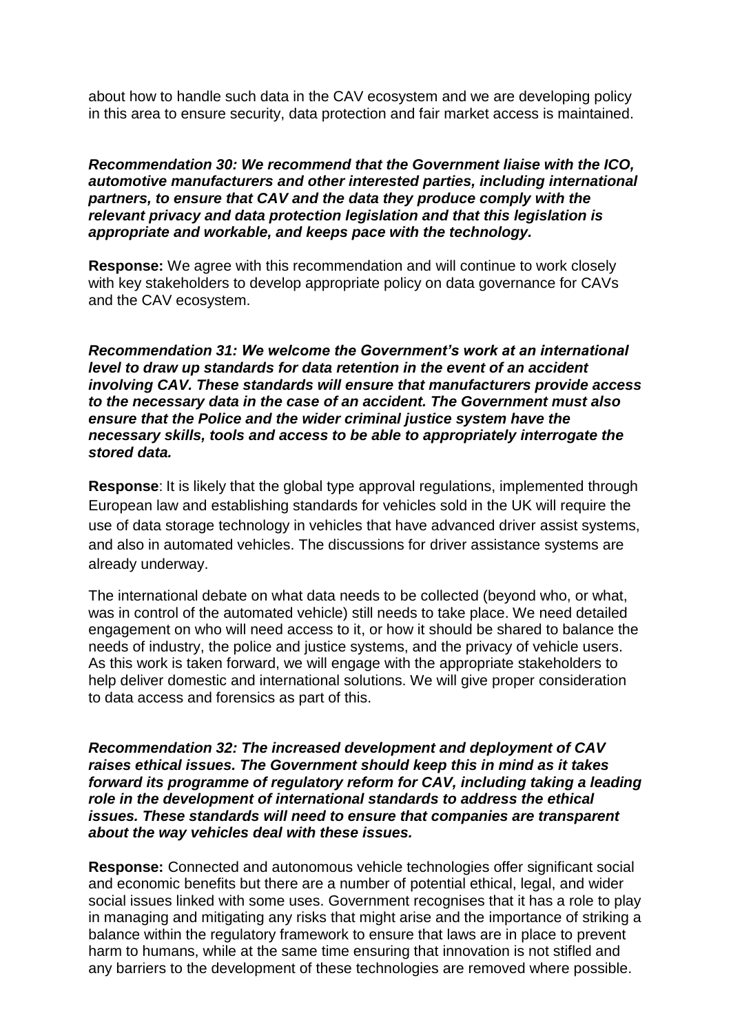about how to handle such data in the CAV ecosystem and we are developing policy in this area to ensure security, data protection and fair market access is maintained.

***Recommendation 30: We recommend that the Government liaise with the ICO, automotive manufacturers and other interested parties, including international partners, to ensure that CAV and the data they produce comply with the relevant privacy and data protection legislation and that this legislation is appropriate and workable, and keeps pace with the technology.***

**Response:** We agree with this recommendation and will continue to work closely with key stakeholders to develop appropriate policy on data governance for CAVs and the CAV ecosystem.

***Recommendation 31: We welcome the Government's work at an international level to draw up standards for data retention in the event of an accident involving CAV. These standards will ensure that manufacturers provide access to the necessary data in the case of an accident. The Government must also ensure that the Police and the wider criminal justice system have the necessary skills, tools and access to be able to appropriately interrogate the stored data.***

**Response**: It is likely that the global type approval regulations, implemented through European law and establishing standards for vehicles sold in the UK will require the use of data storage technology in vehicles that have advanced driver assist systems, and also in automated vehicles. The discussions for driver assistance systems are already underway.

The international debate on what data needs to be collected (beyond who, or what, was in control of the automated vehicle) still needs to take place. We need detailed engagement on who will need access to it, or how it should be shared to balance the needs of industry, the police and justice systems, and the privacy of vehicle users. As this work is taken forward, we will engage with the appropriate stakeholders to help deliver domestic and international solutions. We will give proper consideration to data access and forensics as part of this.

***Recommendation 32: The increased development and deployment of CAV raises ethical issues. The Government should keep this in mind as it takes forward its programme of regulatory reform for CAV, including taking a leading role in the development of international standards to address the ethical issues. These standards will need to ensure that companies are transparent about the way vehicles deal with these issues.***

**Response:** Connected and autonomous vehicle technologies offer significant social and economic benefits but there are a number of potential ethical, legal, and wider social issues linked with some uses. Government recognises that it has a role to play in managing and mitigating any risks that might arise and the importance of striking a balance within the regulatory framework to ensure that laws are in place to prevent harm to humans, while at the same time ensuring that innovation is not stifled and any barriers to the development of these technologies are removed where possible.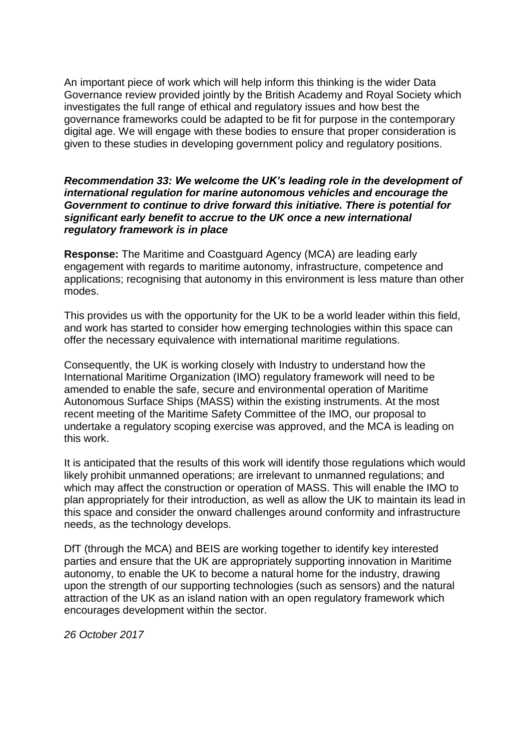An important piece of work which will help inform this thinking is the wider Data Governance review provided jointly by the British Academy and Royal Society which investigates the full range of ethical and regulatory issues and how best the governance frameworks could be adapted to be fit for purpose in the contemporary digital age. We will engage with these bodies to ensure that proper consideration is given to these studies in developing government policy and regulatory positions.

***Recommendation 33: We welcome the UK's leading role in the development of international regulation for marine autonomous vehicles and encourage the Government to continue to drive forward this initiative. There is potential for significant early benefit to accrue to the UK once a new international regulatory framework is in place***

**Response:** The Maritime and Coastguard Agency (MCA) are leading early engagement with regards to maritime autonomy, infrastructure, competence and applications; recognising that autonomy in this environment is less mature than other modes.

This provides us with the opportunity for the UK to be a world leader within this field, and work has started to consider how emerging technologies within this space can offer the necessary equivalence with international maritime regulations.

Consequently, the UK is working closely with Industry to understand how the International Maritime Organization (IMO) regulatory framework will need to be amended to enable the safe, secure and environmental operation of Maritime Autonomous Surface Ships (MASS) within the existing instruments. At the most recent meeting of the Maritime Safety Committee of the IMO, our proposal to undertake a regulatory scoping exercise was approved, and the MCA is leading on this work.

It is anticipated that the results of this work will identify those regulations which would likely prohibit unmanned operations; are irrelevant to unmanned regulations; and which may affect the construction or operation of MASS. This will enable the IMO to plan appropriately for their introduction, as well as allow the UK to maintain its lead in this space and consider the onward challenges around conformity and infrastructure needs, as the technology develops.

DfT (through the MCA) and BEIS are working together to identify key interested parties and ensure that the UK are appropriately supporting innovation in Maritime autonomy, to enable the UK to become a natural home for the industry, drawing upon the strength of our supporting technologies (such as sensors) and the natural attraction of the UK as an island nation with an open regulatory framework which encourages development within the sector.

*26 October 2017*